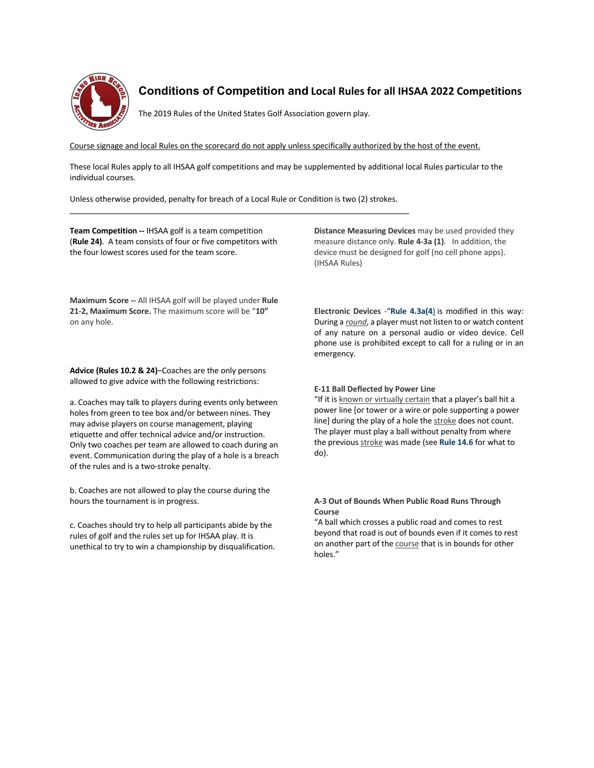# Conditions of Competition and Local Rules for all IHSAA 2022 Competitions

The 2019 Rules of the United States Golf Association govern play.

Course signage and local Rules on the scorecard do not apply unless specifically authorized by the host of the event.

These local Rules apply to all IHSAA golf competitions and may be supplemented by additional local Rules particular to the individual courses.

Unless otherwise provided, penalty for breach of a Local Rule or Condition is two (2) strokes.

---

**Team Competition --** IHSAA golf is a team competition (**Rule 24)**. A team consists of four or five competitors with the four lowest scores used for the team score.

**Maximum Score --** All IHSAA golf will be played under **Rule 21-2, Maximum Score.** The maximum score will be "**10"** on any hole.

**Advice (Rules 10.2 & 24)**–Coaches are the only persons allowed to give advice with the following restrictions:

a. Coaches may talk to players during events only between holes from green to tee box and/or between nines. They may advise players on course management, playing etiquette and offer technical advice and/or instruction. Only two coaches per team are allowed to coach during an event. Communication during the play of a hole is a breach of the rules and is a two-stroke penalty.

b. Coaches are not allowed to play the course during the hours the tournament is in progress.

c. Coaches should try to help all participants abide by the rules of golf and the rules set up for IHSAA play. It is unethical to try to win a championship by disqualification.

**Distance Measuring Devices** may be used provided they measure distance only. **Rule 4-3a (1)**. In addition, the device must be designed for golf (no cell phone apps). (IHSAA Rules)

**Electronic Devices** -"**Rule 4.3a(4)** is modified in this way: During a *round*, a player must not listen to or watch content of any nature on a personal audio or video device. Cell phone use is prohibited except to call for a ruling or in an emergency.

**E-11 Ball Deflected by Power Line**
"If it is known or virtually certain that a player's ball hit a power line [or tower or a wire or pole supporting a power line] during the play of a hole the stroke does not count. The player must play a ball without penalty from where the previous stroke was made (see **Rule 14.6** for what to do).

**A-3 Out of Bounds When Public Road Runs Through Course**
"A ball which crosses a public road and comes to rest beyond that road is out of bounds even if it comes to rest on another part of the course that is in bounds for other holes."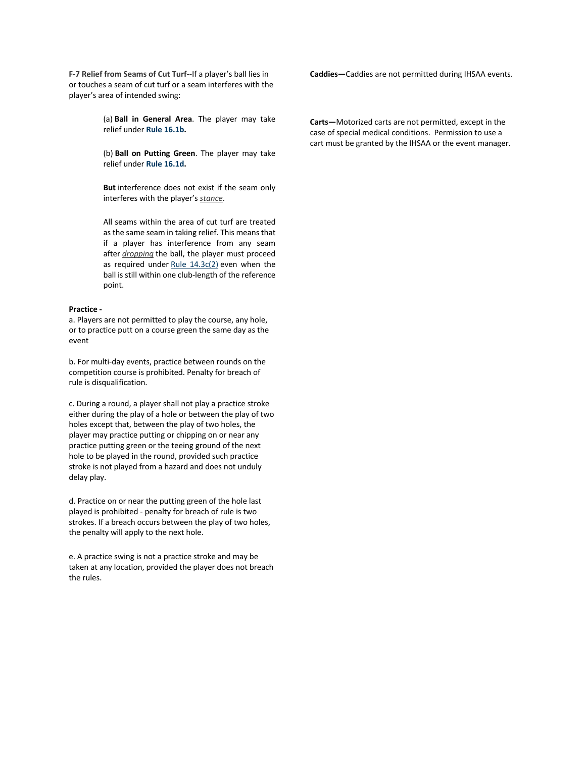**F-7 Relief from Seams of Cut Turf**--If a player's ball lies in or touches a seam of cut turf or a seam interferes with the player's area of intended swing:

(a) **Ball in General Area**. The player may take relief under **Rule 16.1b.**

(b) **Ball on Putting Green**. The player may take relief under **Rule 16.1d.**

**But** interference does not exist if the seam only interferes with the player's *stance*.

All seams within the area of cut turf are treated as the same seam in taking relief. This means that if a player has interference from any seam after *dropping* the ball, the player must proceed as required under Rule 14.3c(2) even when the ball is still within one club-length of the reference point.

**Practice -**

a. Players are not permitted to play the course, any hole, or to practice putt on a course green the same day as the event

b. For multi-day events, practice between rounds on the competition course is prohibited. Penalty for breach of rule is disqualification.

c. During a round, a player shall not play a practice stroke either during the play of a hole or between the play of two holes except that, between the play of two holes, the player may practice putting or chipping on or near any practice putting green or the teeing ground of the next hole to be played in the round, provided such practice stroke is not played from a hazard and does not unduly delay play.

d. Practice on or near the putting green of the hole last played is prohibited - penalty for breach of rule is two strokes. If a breach occurs between the play of two holes, the penalty will apply to the next hole.

e. A practice swing is not a practice stroke and may be taken at any location, provided the player does not breach the rules.

**Caddies—**Caddies are not permitted during IHSAA events.

**Carts—**Motorized carts are not permitted, except in the case of special medical conditions. Permission to use a cart must be granted by the IHSAA or the event manager.